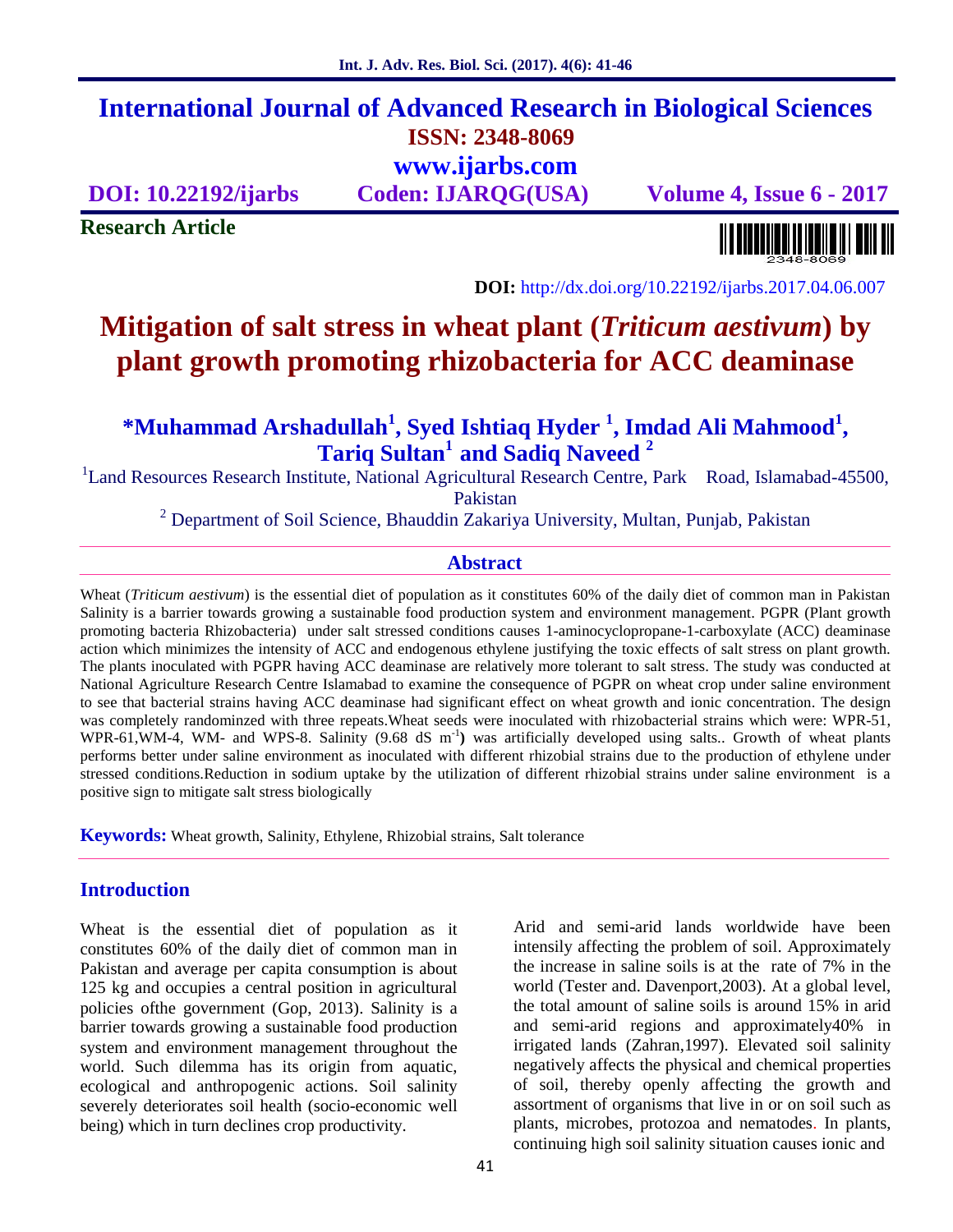# International Journal of Advanced Research in Biological Sciences

**ISSN: 2348-8069**

**www.ijarbs.com**

**DOI: 10.22192/ijarbs** **Coden: IJARQG(USA)** **Volume 4, Issue 6 - 2017**

**Research Article**

**DOI:** http://dx.doi.org/10.22192/ijarbs.2017.04.06.007

# Mitigation of salt stress in wheat plant (*Triticum aestivum*) by plant growth promoting rhizobacteria for ACC deaminase

**\*Muhammad Arshadullah[1], Syed Ishtiaq Hyder [1], Imdad Ali Mahmood[1], Tariq Sultan[1] and Sadiq Naveed [2]**

[1]Land Resources Research Institute, National Agricultural Research Centre, Park Road, Islamabad-45500, Pakistan

[2] Department of Soil Science, Bhauddin Zakariya University, Multan, Punjab, Pakistan

## Abstract

Wheat (*Triticum aestivum*) is the essential diet of population as it constitutes 60% of the daily diet of common man in Pakistan Salinity is a barrier towards growing a sustainable food production system and environment management. PGPR (Plant growth promoting bacteria Rhizobacteria) under salt stressed conditions causes 1-aminocyclopropane-1-carboxylate (ACC) deaminase action which minimizes the intensity of ACC and endogenous ethylene justifying the toxic effects of salt stress on plant growth. The plants inoculated with PGPR having ACC deaminase are relatively more tolerant to salt stress. The study was conducted at National Agriculture Research Centre Islamabad to examine the consequence of PGPR on wheat crop under saline environment to see that bacterial strains having ACC deaminase had significant effect on wheat growth and ionic concentration. The design was completely randomizned with three repeats.Wheat seeds were inoculated with rhizobacterial strains which were: WPR-51, WPR-61,WM-4, WM- and WPS-8. Salinity (9.68 dS $m^{-1}$**)** was artificially developed using salts.. Growth of wheat plants performs better under saline environment as inoculated with different rhizobial strains due to the production of ethylene under stressed conditions.Reduction in sodium uptake by the utilization of different rhizobial strains under saline environment is a positive sign to mitigate salt stress biologically

**Keywords:** Wheat growth, Salinity, Ethylene, Rhizobial strains, Salt tolerance

## Introduction

Wheat is the essential diet of population as it constitutes 60% of the daily diet of common man in Pakistan and average per capita consumption is about 125 kg and occupies a central position in agricultural policies ofthe government (Gop, 2013). Salinity is a barrier towards growing a sustainable food production system and environment management throughout the world. Such dilemma has its origin from aquatic, ecological and anthropogenic actions. Soil salinity severely deteriorates soil health (socio-economic well being) which in turn declines crop productivity.

Arid and semi-arid lands worldwide have been intensily affecting the problem of soil. Approximately the increase in saline soils is at the rate of 7% in the world (Tester and. Davenport,2003). At a global level, the total amount of saline soils is around 15% in arid and semi-arid regions and approximately40% in irrigated lands (Zahran,1997). Elevated soil salinity negatively affects the physical and chemical properties of soil, thereby openly affecting the growth and assortment of organisms that live in or on soil such as plants, microbes, protozoa and nematodes. In plants, continuing high soil salinity situation causes ionic and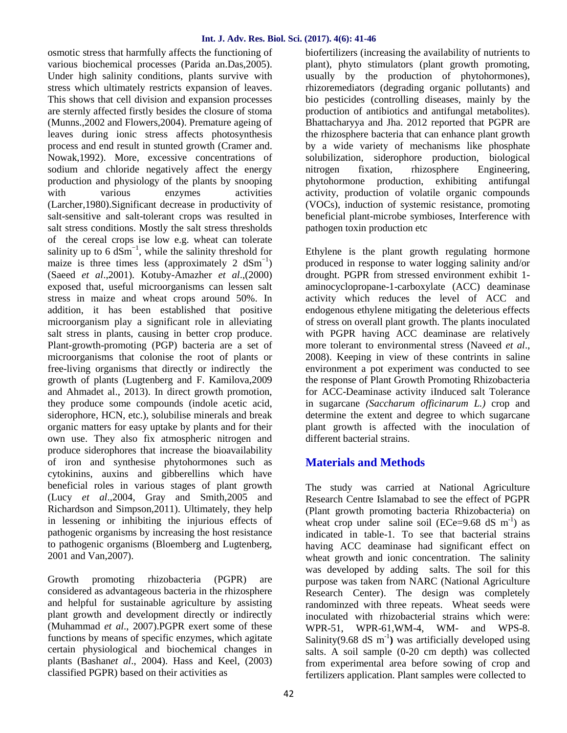osmotic stress that harmfully affects the functioning of various biochemical processes (Parida an.Das,2005). Under high salinity conditions, plants survive with stress which ultimately restricts expansion of leaves. This shows that cell division and expansion processes are sternly affected firstly besides the closure of stoma (Munns.,2002 and Flowers,2004). Premature ageing of leaves during ionic stress affects photosynthesis process and end result in stunted growth (Cramer and. Nowak,1992). More, excessive concentrations of sodium and chloride negatively affect the energy production and physiology of the plants by snooping with various enzymes activities (Larcher,1980).Significant decrease in productivity of salt-sensitive and salt-tolerant crops was resulted in salt stress conditions. Mostly the salt stress thresholds of the cereal crops ise low e.g. wheat can tolerate salinity up to 6 $dSm^{-1}$, while the salinity threshold for maize is three times less (approximately 2 $dSm^{-1}$) (Saeed *et al*.,2001). Kotuby-Amazher *et al*.,(2000) exposed that, useful microorganisms can lessen salt stress in maize and wheat crops around 50%. In addition, it has been established that positive microorganism play a significant role in alleviating salt stress in plants, causing in better crop produce. Plant-growth-promoting (PGP) bacteria are a set of microorganisms that colonise the root of plants or free-living organisms that directly or indirectly the growth of plants (Lugtenberg and F. Kamilova,2009 and Ahmadet al., 2013). In direct growth promotion, they produce some compounds (indole acetic acid, siderophore, HCN, etc.), solubilise minerals and break organic matters for easy uptake by plants and for their own use. They also fix atmospheric nitrogen and produce siderophores that increase the bioavailability of iron and synthesise phytohormones such as cytokinins, auxins and gibberellins which have beneficial roles in various stages of plant growth (Lucy *et al*.,2004, Gray and Smith,2005 and Richardson and Simpson,2011). Ultimately, they help in lessening or inhibiting the injurious effects of pathogenic organisms by increasing the host resistance to pathogenic organisms (Bloemberg and Lugtenberg, 2001 and Van,2007).

Growth promoting rhizobacteria (PGPR) are considered as advantageous bacteria in the rhizosphere and helpful for sustainable agriculture by assisting plant growth and development directly or indirectly (Muhammad *et al*., 2007).PGPR exert some of these functions by means of specific enzymes, which agitate certain physiological and biochemical changes in plants (Bashan*et al*., 2004). Hass and Keel, (2003) classified PGPR) based on their activities as biofertilizers (increasing the availability of nutrients to plant), phyto stimulators (plant growth promoting, usually by the production of phytohormones), rhizoremediators (degrading organic pollutants) and bio pesticides (controlling diseases, mainly by the production of antibiotics and antifungal metabolites). Bhattacharyya and Jha. 2012 reported that PGPR are the rhizosphere bacteria that can enhance plant growth by a wide variety of mechanisms like phosphate solubilization, siderophore production, biological nitrogen fixation, rhizosphere Engineering, phytohormone production, exhibiting antifungal activity, production of volatile organic compounds (VOCs), induction of systemic resistance, promoting beneficial plant-microbe symbioses, Interference with pathogen toxin production etc

Ethylene is the plant growth regulating hormone produced in response to water logging salinity and/or drought. PGPR from stressed environment exhibit 1-aminocyclopropane-1-carboxylate (ACC) deaminase activity which reduces the level of ACC and endogenous ethylene mitigating the deleterious effects of stress on overall plant growth. The plants inoculated with PGPR having ACC deaminase are relatively more tolerant to environmental stress (Naveed *et al*., 2008). Keeping in view of these contrints in saline environment a pot experiment was conducted to see the response of Plant Growth Promoting Rhizobacteria for ACC-Deaminase activity iInduced salt Tolerance in sugarcane *(Saccharum officinarum L.)* crop and determine the extent and degree to which sugarcane plant growth is affected with the inoculation of different bacterial strains.

## Materials and Methods

The study was carried at National Agriculture Research Centre Islamabad to see the effect of PGPR (Plant growth promoting bacteria Rhizobacteria) on wheat crop under saline soil (ECe=9.68 dS $m^{-1}$) as indicated in table-1. To see that bacterial strains having ACC deaminase had significant effect on wheat growth and ionic concentration. The salinity was developed by adding salts. The soil for this purpose was taken from NARC (National Agriculture Research Center). The design was completely randomized with three repeats. Wheat seeds were inoculated with rhizobacterial strains which were: WPR-51, WPR-61,WM-4, WM- and WPS-8. Salinity(9.68 dS $m^{-1}$**)** was artificially developed using salts. A soil sample (0-20 cm depth) was collected from experimental area before sowing of crop and fertilizers application. Plant samples were collected to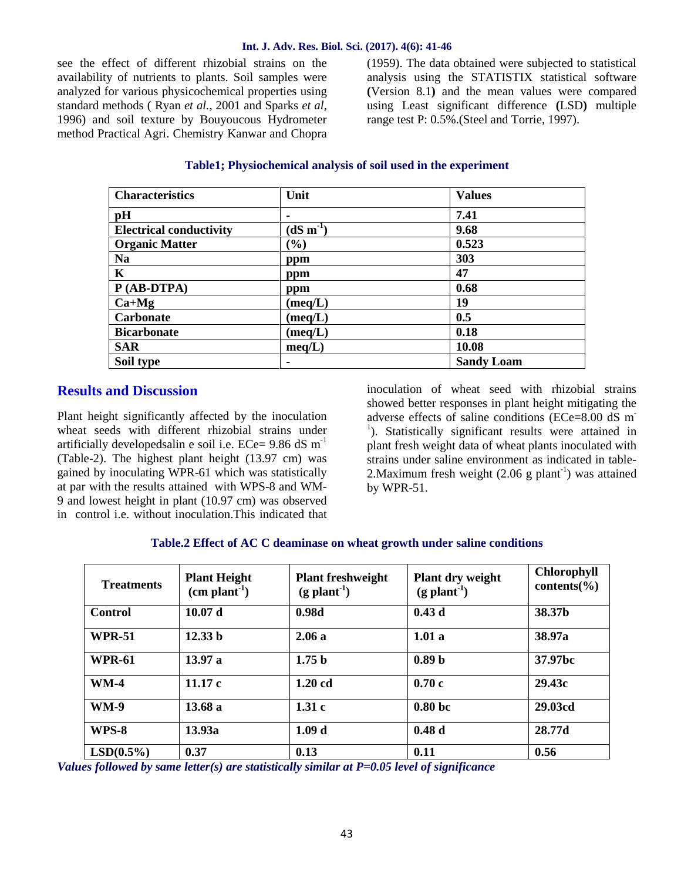see the effect of different rhizobial strains on the availability of nutrients to plants. Soil samples were analyzed for various physicochemical properties using standard methods ( Ryan *et al.*, 2001 and Sparks *et al*, 1996) and soil texture by Bouyoucous Hydrometer method Practical Agri. Chemistry Kanwar and Chopra (1959). The data obtained were subjected to statistical analysis using the STATISTIX statistical software **(**Version 8.1**)** and the mean values were compared using Least significant difference **(**LSD**)** multiple range test P: 0.5%.(Steel and Torrie, 1997).

**Table1; Physiochemical analysis of soil used in the experiment**

| Characteristics | Unit | Values |
|---|---|---|
| pH | - | 7.41 |
| Electrical conductivity | (dS $m^{-1}$) | 9.68 |
| Organic Matter | (%) | 0.523 |
| Na | ppm | 303 |
| K | ppm | 47 |
| P (AB-DTPA) | ppm | 0.68 |
| Ca+Mg | (meq/L) | 19 |
| Carbonate | (meq/L) | 0.5 |
| Bicarbonate | (meq/L) | 0.18 |
| SAR | meq/L) | 10.08 |
| Soil type | - | Sandy Loam |

## Results and Discussion

Plant height significantly affected by the inoculation wheat seeds with different rhizobial strains under artificially developedsalin e soil i.e. ECe= 9.86 dS $m^{-1}$ (Table-2). The highest plant height (13.97 cm) was gained by inoculating WPR-61 which was statistically at par with the results attained with WPS-8 and WM-9 and lowest height in plant (10.97 cm) was observed in control i.e. without inoculation.This indicated that inoculation of wheat seed with rhizobial strains showed better responses in plant height mitigating the adverse effects of saline conditions (ECe=8.00 dS $m^{-1}$). Statistically significant results were attained in plant fresh weight data of wheat plants inoculated with strains under saline environment as indicated in table-2.Maximum fresh weight (2.06 g $plant^{-1}$) was attained by WPR-51.

**Table.2 Effect of AC C deaminase on wheat growth under saline conditions**

| Treatments | Plant Height (cm $plant^{-1}$) | Plant freshweight (g $plant^{-1}$) | Plant dry weight (g $plant^{-1}$) | Chlorophyll contents(%) |
|---|---|---|---|---|
| Control | 10.07 d | 0.98d | 0.43 d | 38.37b |
| WPR-51 | 12.33 b | 2.06 a | 1.01 a | 38.97a |
| WPR-61 | 13.97 a | 1.75 b | 0.89 b | 37.97bc |
| WM-4 | 11.17 c | 1.20 cd | 0.70 c | 29.43c |
| WM-9 | 13.68 a | 1.31 c | 0.80 bc | 29.03cd |
| WPS-8 | 13.93a | 1.09 d | 0.48 d | 28.77d |
| LSD(0.5%) | 0.37 | 0.13 | 0.11 | 0.56 |

***Values followed by same letter(s) are statistically similar at P=0.05 level of significance***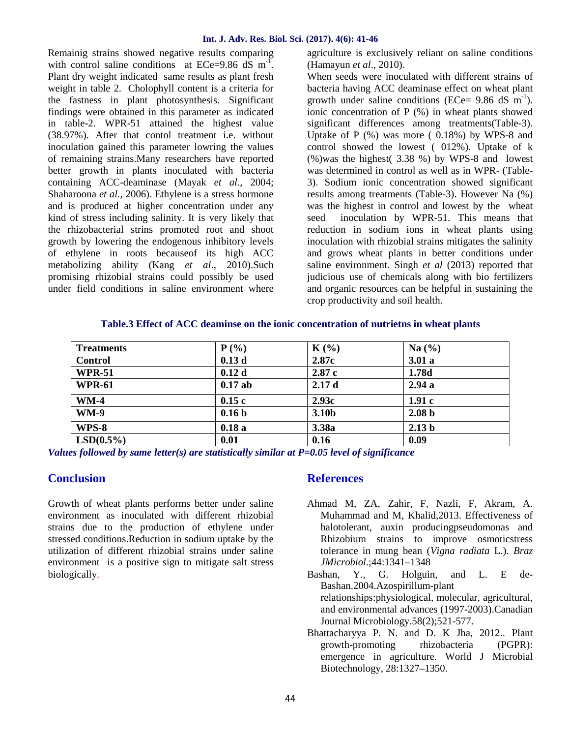Remainig strains showed negative results comparing with control saline conditions at ECe=9.86 dS $m^{-1}$. Plant dry weight indicated same results as plant fresh weight in table 2. Cholophyll content is a criteria for the fastness in plant photosynthesis. Significant findings were obtained in this parameter as indicated in table-2. WPR-51 attained the highest value (38.97%). After that contol treatment i.e. without inoculation gained this parameter lowring the values of remaining strains.Many researchers have reported better growth in plants inoculated with bacteria containing ACC-deaminase (Mayak *et al.*, 2004; Shaharoona *et al.*, 2006). Ethylene is a stress hormone and is produced at higher concentration under any kind of stress including salinity. It is very likely that the rhizobacterial strins promoted root and shoot growth by lowering the endogenous inhibitory levels of ethylene in roots becauseof its high ACC metabolizing ability (Kang *et al*., 2010).Such promising rhizobial strains could possibly be used under field conditions in saline environment where agriculture is exclusively reliant on saline conditions (Hamayun *et al*., 2010).

When seeds were inoculated with different strains of bacteria having ACC deaminase effect on wheat plant growth under saline conditions (ECe= 9.86 dS $m^{-1}$). ionic concentration of P (%) in wheat plants showed significant differences among treatments(Table-3). Uptake of P (%) was more ( 0.18%) by WPS-8 and control showed the lowest ( 012%). Uptake of k (%)was the highest( 3.38 %) by WPS-8 and lowest was determined in control as well as in WPR- (Table-3). Sodium ionic concentration showed significant results among treatments (Table-3). However Na (%) was the highest in control and lowest by the wheat seed inoculation by WPR-51. This means that reduction in sodium ions in wheat plants using inoculation with rhizobial strains mitigates the salinity and grows wheat plants in better conditions under saline environment. Singh *et al* (2013) reported that judicious use of chemicals along with bio fertilizers and organic resources can be helpful in sustaining the crop productivity and soil health.

**Table.3 Effect of ACC deaminse on the ionic concentration of nutrietns in wheat plants**

| Treatments | P (%) | K (%) | Na (%) |
|---|---|---|---|
| Control | 0.13 d | 2.87c | 3.01 a |
| WPR-51 | 0.12 d | 2.87 c | 1.78d |
| WPR-61 | 0.17 ab | 2.17 d | 2.94 a |
| WM-4 | 0.15 c | 2.93c | 1.91 c |
| WM-9 | 0.16 b | 3.10b | 2.08 b |
| WPS-8 | 0.18 a | 3.38a | 2.13 b |
| LSD(0.5%) | 0.01 | 0.16 | 0.09 |

*Values followed by same letter(s) are statistically similar at P=0.05 level of significance*

## Conclusion

Growth of wheat plants performs better under saline environment as inoculated with different rhizobial strains due to the production of ethylene under stressed conditions.Reduction in sodium uptake by the utilization of different rhizobial strains under saline environment is a positive sign to mitigate salt stress biologically.

## References

- Ahmad M, ZA, Zahir, F, Nazli, F, Akram, A. Muhammad and M, Khalid,2013. Effectiveness of halotolerant, auxin producingpseudomonas and Rhizobium strains to improve osmoticstress tolerance in mung bean (*Vigna radiata* L.). *Braz JMicrobiol.*;44:1341–1348
- Bashan, Y., G. Holguin, and L. E de-Bashan.2004.Azospirillum-plant relationships:physiological, molecular, agricultural, and environmental advances (1997-2003).Canadian Journal Microbiology.58(2);521-577.
- Bhattacharyya P. N. and D. K Jha, 2012.. Plant growth-promoting rhizobacteria (PGPR): emergence in agriculture. World J Microbial Biotechnology, 28:1327–1350.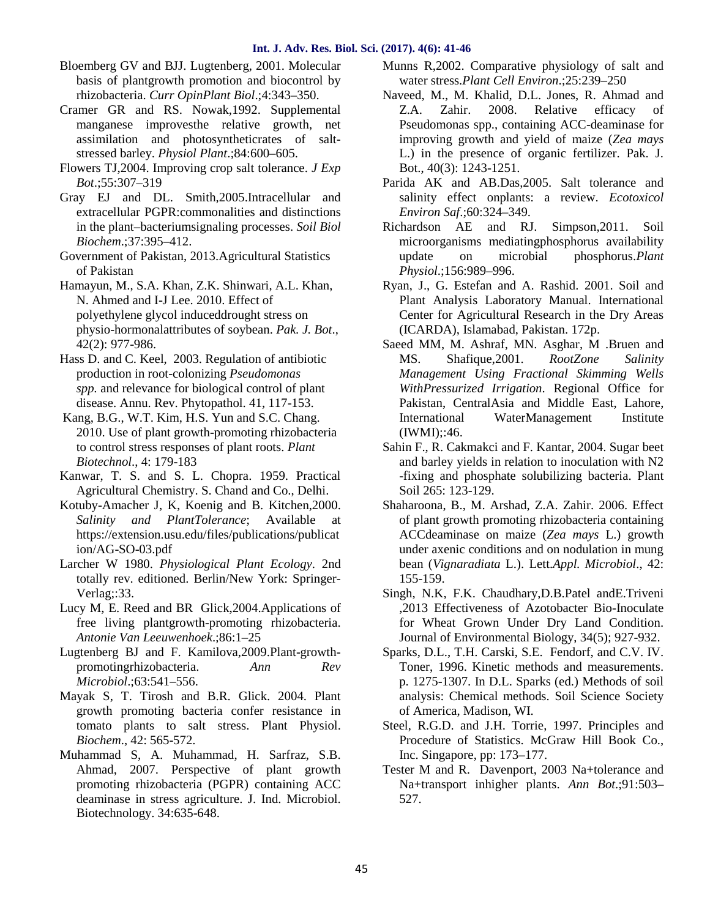Bloemberg GV and BJJ. Lugtenberg, 2001. Molecular basis of plantgrowth promotion and biocontrol by rhizobacteria. *Curr OpinPlant Biol*.;4:343–350.

Cramer GR and RS. Nowak,1992. Supplemental manganese improvesthe relative growth, net assimilation and photosyntheticrates of salt-stressed barley. *Physiol Plant*.;84:600–605.

Flowers TJ,2004. Improving crop salt tolerance. *J Exp Bot*.;55:307–319

Gray EJ and DL. Smith,2005.Intracellular and extracellular PGPR:commonalities and distinctions in the plant–bacteriumsignaling processes. *Soil Biol Biochem*.;37:395–412.

Government of Pakistan, 2013.Agricultural Statistics of Pakistan

Hamayun, M., S.A. Khan, Z.K. Shinwari, A.L. Khan, N. Ahmed and I-J Lee. 2010. Effect of polyethylene glycol induceddrought stress on physio-hormonalattributes of soybean. *Pak. J. Bot*., 42(2): 977-986.

Hass D. and C. Keel, 2003. Regulation of antibiotic production in root-colonizing *Pseudomonas spp.* and relevance for biological control of plant disease. Annu. Rev. Phytopathol. 41, 117-153.

Kang, B.G., W.T. Kim, H.S. Yun and S.C. Chang. 2010. Use of plant growth-promoting rhizobacteria to control stress responses of plant roots. *Plant Biotechnol*., 4: 179-183

Kanwar, T. S. and S. L. Chopra. 1959. Practical Agricultural Chemistry. S. Chand and Co., Delhi.

Kotuby-Amacher J, K, Koenig and B. Kitchen,2000. *Salinity and PlantTolerance*; Available at https://extension.usu.edu/files/publications/publication/AG-SO-03.pdf

Larcher W 1980. *Physiological Plant Ecology*. 2nd totally rev. editioned. Berlin/New York: Springer-Verlag;:33.

Lucy M, E. Reed and BR Glick,2004.Applications of free living plantgrowth-promoting rhizobacteria. *Antonie Van Leeuwenhoek*.;86:1–25

Lugtenberg BJ and F. Kamilova,2009.Plant-growth-promotingrhizobacteria. *Ann Rev Microbiol*.;63:541–556.

Mayak S, T. Tirosh and B.R. Glick. 2004. Plant growth promoting bacteria confer resistance in tomato plants to salt stress. Plant Physiol. *Biochem*., 42: 565-572.

Muhammad S, A. Muhammad, H. Sarfraz, S.B. Ahmad, 2007. Perspective of plant growth promoting rhizobacteria (PGPR) containing ACC deaminase in stress agriculture. J. Ind. Microbiol. Biotechnology. 34:635-648.

Munns R,2002. Comparative physiology of salt and water stress.*Plant Cell Environ*.;25:239–250

Naveed, M., M. Khalid, D.L. Jones, R. Ahmad and Z.A. Zahir. 2008. Relative efficacy of Pseudomonas spp., containing ACC-deaminase for improving growth and yield of maize (*Zea mays* L.) in the presence of organic fertilizer. Pak. J. Bot., 40(3): 1243-1251.

Parida AK and AB.Das,2005. Salt tolerance and salinity effect onplants: a review. *Ecotoxicol Environ Saf*.;60:324–349.

Richardson AE and RJ. Simpson,2011. Soil microorganisms mediatingphosphorus availability update on microbial phosphorus.*Plant Physiol*.;156:989–996.

Ryan, J., G. Estefan and A. Rashid. 2001. Soil and Plant Analysis Laboratory Manual. International Center for Agricultural Research in the Dry Areas (ICARDA), Islamabad, Pakistan. 172p.

Saeed MM, M. Ashraf, MN. Asghar, M .Bruen and MS. Shafique,2001. *RootZone Salinity Management Using Fractional Skimming Wells WithPressurized Irrigation*. Regional Office for Pakistan, CentralAsia and Middle East, Lahore, International WaterManagement Institute (IWMI);:46.

Sahin F., R. Cakmakci and F. Kantar, 2004. Sugar beet and barley yields in relation to inoculation with N2 -fixing and phosphate solubilizing bacteria. Plant Soil 265: 123-129.

Shaharoona, B., M. Arshad, Z.A. Zahir. 2006. Effect of plant growth promoting rhizobacteria containing ACCdeaminase on maize (*Zea mays* L.) growth under axenic conditions and on nodulation in mung bean (*Vignaradiata* L.). Lett.*Appl. Microbiol*., 42: 155-159.

Singh, N.K, F.K. Chaudhary,D.B.Patel andE.Triveni ,2013 Effectiveness of Azotobacter Bio-Inoculate for Wheat Grown Under Dry Land Condition. Journal of Environmental Biology, 34(5); 927-932.

Sparks, D.L., T.H. Carski, S.E. Fendorf, and C.V. IV. Toner, 1996. Kinetic methods and measurements. p. 1275-1307. In D.L. Sparks (ed.) Methods of soil analysis: Chemical methods. Soil Science Society of America, Madison, WI.

Steel, R.G.D. and J.H. Torrie, 1997. Principles and Procedure of Statistics. McGraw Hill Book Co., Inc. Singapore, pp: 173–177.

Tester M and R. Davenport, 2003 Na+tolerance and Na+transport inhigher plants. *Ann Bot*.;91:503–527.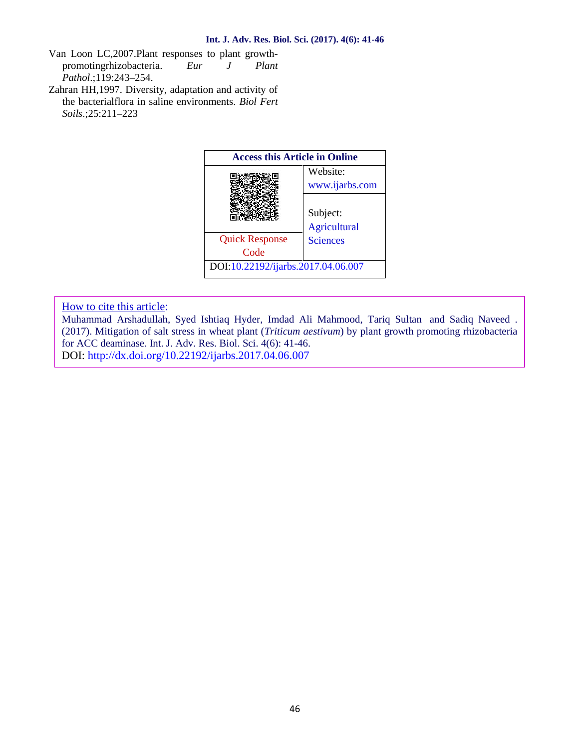Van Loon LC,2007.Plant responses to plant growth-promotingrhizobacteria. *Eur J Plant Pathol*.;119:243–254.

Zahran HH,1997. Diversity, adaptation and activity of the bacterialflora in saline environments. *Biol Fert Soils*.;25:211–223

| Access this Article in Online | |
|---|---|
| | Website: www.ijarbs.com |
| Quick Response Code | Subject: Agricultural Sciences |
| DOI:10.22192/ijarbs.2017.04.06.007 | |

How to cite this article:

Muhammad Arshadullah, Syed Ishtiaq Hyder, Imdad Ali Mahmood, Tariq Sultan and Sadiq Naveed . (2017). Mitigation of salt stress in wheat plant (*Triticum aestivum*) by plant growth promoting rhizobacteria for ACC deaminase. Int. J. Adv. Res. Biol. Sci. 4(6): 41-46.
DOI: http://dx.doi.org/10.22192/ijarbs.2017.04.06.007